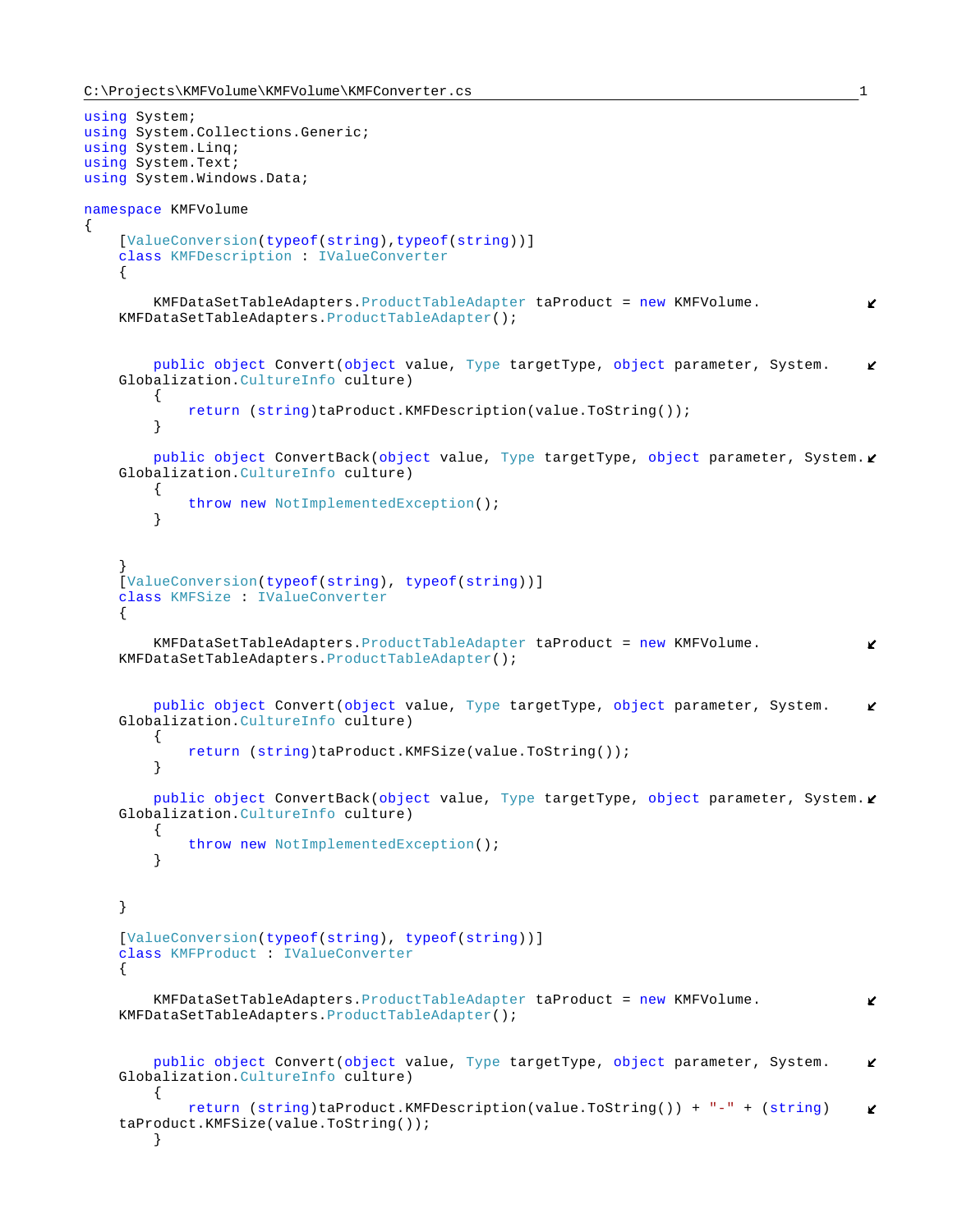C:\Projects\KMFVolume\KMFVolume\KMFConverter.cs

```csharp
using System;
using System.Collections.Generic;
using System.Linq;
using System.Text;
using System.Windows.Data;

namespace KMFVolume
{
    [ValueConversion(typeof(string),typeof(string))]
    class KMFDescription : IValueConverter
    {

        KMFDataSetTableAdapters.ProductTableAdapter taProduct = new KMFVolume.
    KMFDataSetTableAdapters.ProductTableAdapter();


        public object Convert(object value, Type targetType, object parameter, System.
    Globalization.CultureInfo culture)
        {
            return (string)taProduct.KMFDescription(value.ToString());
        }

        public object ConvertBack(object value, Type targetType, object parameter, System.
    Globalization.CultureInfo culture)
        {
            throw new NotImplementedException();
        }


    }
    [ValueConversion(typeof(string), typeof(string))]
    class KMFSize : IValueConverter
    {

        KMFDataSetTableAdapters.ProductTableAdapter taProduct = new KMFVolume.
    KMFDataSetTableAdapters.ProductTableAdapter();


        public object Convert(object value, Type targetType, object parameter, System.
    Globalization.CultureInfo culture)
        {
            return (string)taProduct.KMFSize(value.ToString());
        }

        public object ConvertBack(object value, Type targetType, object parameter, System.
    Globalization.CultureInfo culture)
        {
            throw new NotImplementedException();
        }


    }

    [ValueConversion(typeof(string), typeof(string))]
    class KMFProduct : IValueConverter
    {

        KMFDataSetTableAdapters.ProductTableAdapter taProduct = new KMFVolume.
    KMFDataSetTableAdapters.ProductTableAdapter();


        public object Convert(object value, Type targetType, object parameter, System.
    Globalization.CultureInfo culture)
        {
            return (string)taProduct.KMFDescription(value.ToString()) + "-" + (string)
    taProduct.KMFSize(value.ToString());
        }
```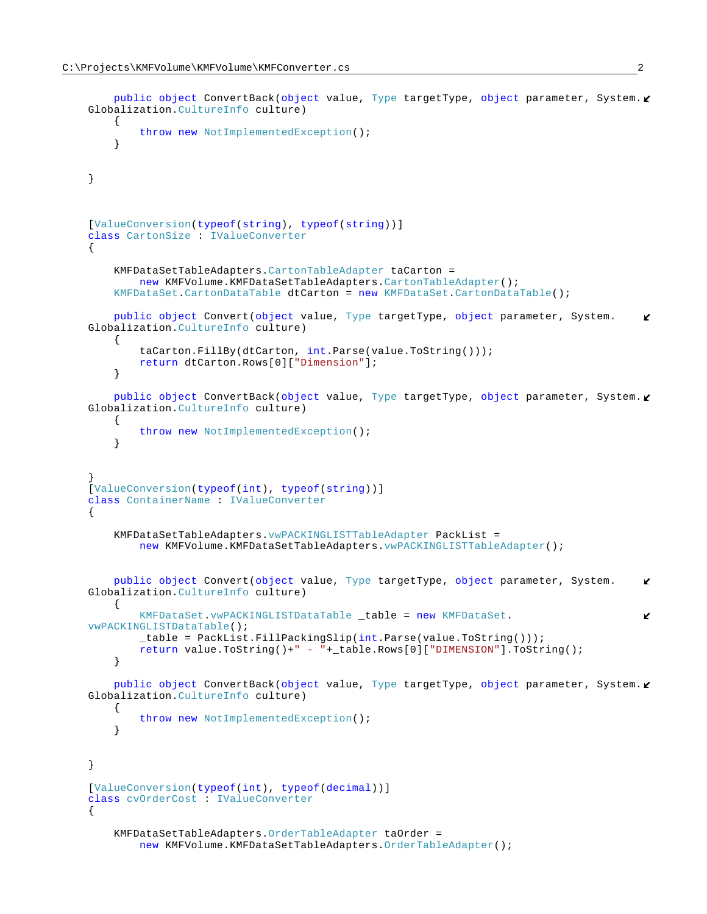```
        public object ConvertBack(object value, Type targetType, object parameter, System.Globalization.CultureInfo culture)
        {
            throw new NotImplementedException();
        }


    }



    [ValueConversion(typeof(string), typeof(string))]
    class CartonSize : IValueConverter
    {

        KMFDataSetTableAdapters.CartonTableAdapter taCarton =
            new KMFVolume.KMFDataSetTableAdapters.CartonTableAdapter();
        KMFDataSet.CartonDataTable dtCarton = new KMFDataSet.CartonDataTable();

        public object Convert(object value, Type targetType, object parameter, System.Globalization.CultureInfo culture)
        {
            taCarton.FillBy(dtCarton, int.Parse(value.ToString()));
            return dtCarton.Rows[0]["Dimension"];
        }

        public object ConvertBack(object value, Type targetType, object parameter, System.Globalization.CultureInfo culture)
        {
            throw new NotImplementedException();
        }


    }
    [ValueConversion(typeof(int), typeof(string))]
    class ContainerName : IValueConverter
    {

        KMFDataSetTableAdapters.vwPACKINGLISTTableAdapter PackList =
            new KMFVolume.KMFDataSetTableAdapters.vwPACKINGLISTTableAdapter();


        public object Convert(object value, Type targetType, object parameter, System.Globalization.CultureInfo culture)
        {
            KMFDataSet.vwPACKINGLISTDataTable _table = new KMFDataSet.vwPACKINGLISTDataTable();
            _table = PackList.FillPackingSlip(int.Parse(value.ToString()));
            return value.ToString()+" - "+_table.Rows[0]["DIMENSION"].ToString();
        }

        public object ConvertBack(object value, Type targetType, object parameter, System.Globalization.CultureInfo culture)
        {
            throw new NotImplementedException();
        }


    }

    [ValueConversion(typeof(int), typeof(decimal))]
    class cvOrderCost : IValueConverter
    {

        KMFDataSetTableAdapters.OrderTableAdapter taOrder =
            new KMFVolume.KMFDataSetTableAdapters.OrderTableAdapter();
```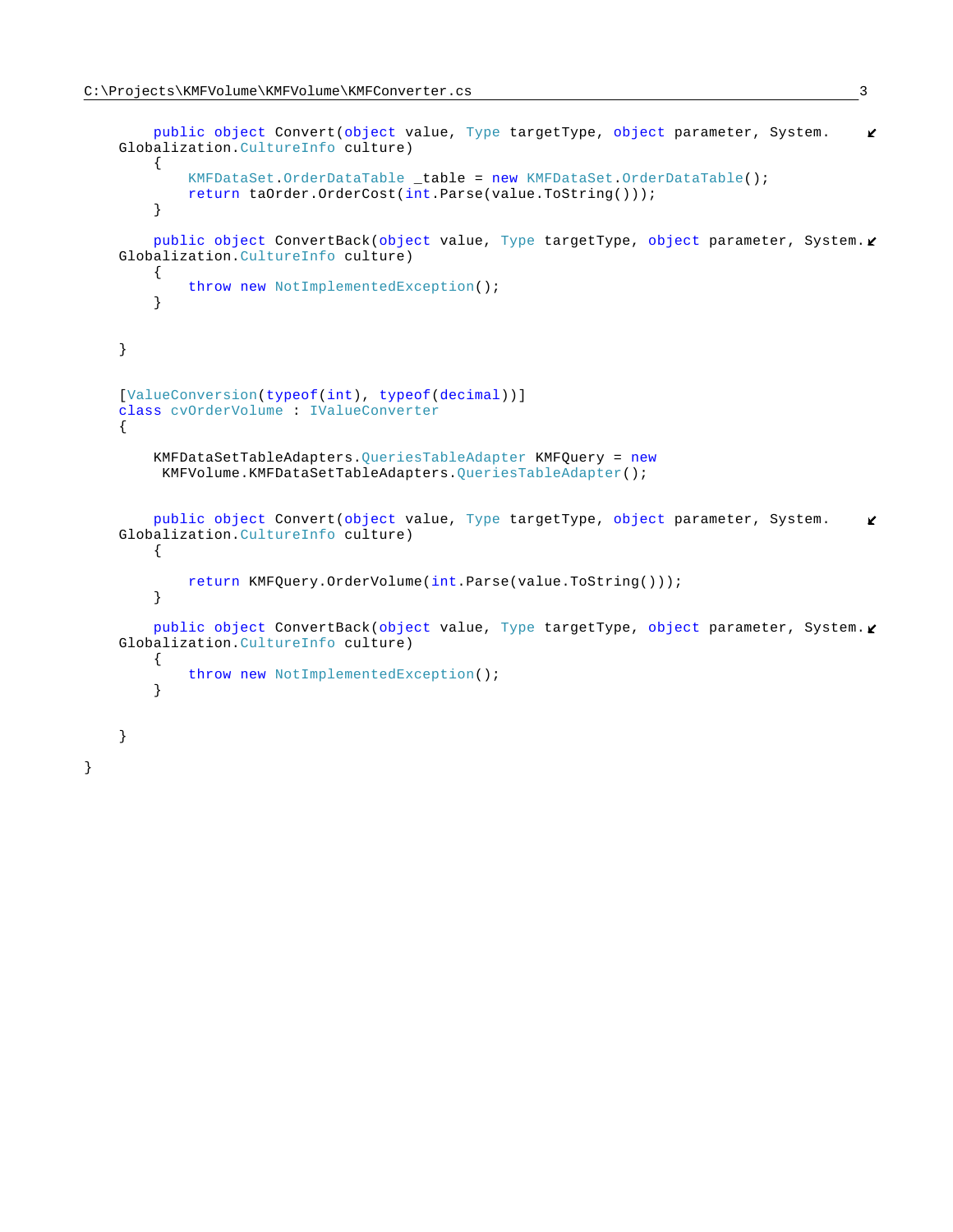```csharp
        public object Convert(object value, Type targetType, object parameter, System.Globalization.CultureInfo culture)
        {
            KMFDataSet.OrderDataTable _table = new KMFDataSet.OrderDataTable();
            return taOrder.OrderCost(int.Parse(value.ToString()));
        }

        public object ConvertBack(object value, Type targetType, object parameter, System.Globalization.CultureInfo culture)
        {
            throw new NotImplementedException();
        }


    }


    [ValueConversion(typeof(int), typeof(decimal))]
    class cvOrderVolume : IValueConverter
    {

        KMFDataSetTableAdapters.QueriesTableAdapter KMFQuery = new
         KMFVolume.KMFDataSetTableAdapters.QueriesTableAdapter();


        public object Convert(object value, Type targetType, object parameter, System.Globalization.CultureInfo culture)
        {

            return KMFQuery.OrderVolume(int.Parse(value.ToString()));
        }

        public object ConvertBack(object value, Type targetType, object parameter, System.Globalization.CultureInfo culture)
        {
            throw new NotImplementedException();
        }


    }

}
```